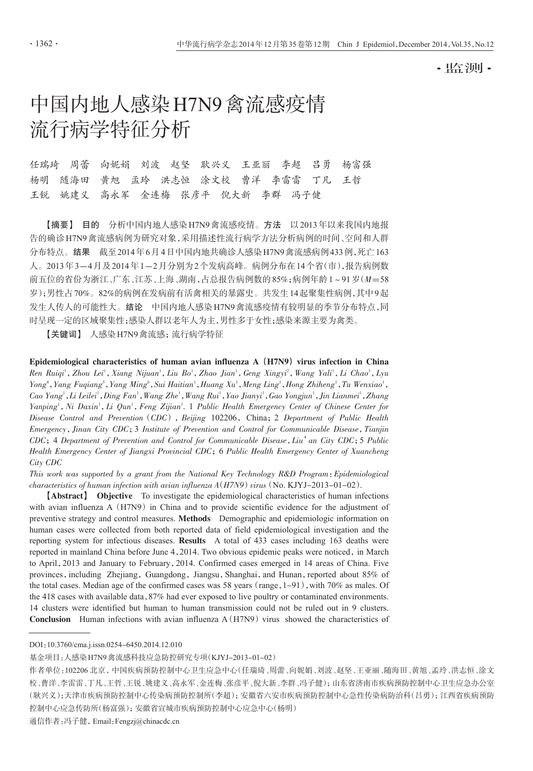·监测·

# 中国内地人感染H7N9禽流感疫情流行病学特征分析

任瑞琦　周蕾　向妮娟　刘波　赵坚　耿兴义　王亚丽　李超　吕勇　杨富强　杨明　随海田　黄旭　孟玲　洪志恒　涂文校　曹洋　李雷雷　丁凡　王哲　王锐　姚建义　高永军　金连梅　张彦平　倪大新　李群　冯子健

【摘要】 **目的**　分析中国内地人感染H7N9禽流感疫情。**方法**　以2013年以来我国内地报告的确诊H7N9禽流感病例为研究对象，采用描述性流行病学方法分析病例的时间、空间和人群分布特点。**结果**　截至2014年6月4日中国内地共确诊人感染H7N9禽流感病例433例，死亡163人。2013年3—4月及2014年1—2月分别为2个发病高峰。病例分布在14个省（市），报告病例数前五位的省份为浙江、广东、江苏、上海、湖南，占总报告病例数的85%；病例年龄1～91岁（*M*=58岁）；男性占70%。82%的病例在发病前有活禽相关的暴露史。共发生14起聚集性病例，其中9起发生人传人的可能性大。**结论**　中国内地人感染H7N9禽流感疫情有较明显的季节分布特点，同时呈现一定的区域聚集性；感染人群以老年人为主，男性多于女性；感染来源主要为禽类。

【关键词】 人感染H7N9禽流感；流行病学特征

**Epidemiological characteristics of human avian influenza A (H7N9) virus infection in China**

*Ren Ruiqi*[1], *Zhou Lei*[1], *Xiang Nijuan*[1], *Liu Bo*[1], *Zhao Jian*[1], *Geng Xingyi*[2], *Wang Yali*[1], *Li Chao*[3], *Lyu Yong*[4], *Yang Fuqiang*[5], *Yang Ming*[6], *Sui Haitian*[1], *Huang Xu*[1], *Meng Ling*[1], *Hong Zhiheng*[1], *Tu Wenxiao*[1], *Cao Yang*[1], *Li Leilei*[1], *Ding Fan*[1], *Wang Zhe*[1], *Wang Rui*[1], *Yao Jianyi*[1], *Gao Yongjun*[1], *Jin Lianmei*[1], *Zhang Yanping*[1], *Ni Daxin*[1], *Li Qun*[1], *Feng Zijian*[1]. 1 *Public Health Emergency Center of Chinese Center for Disease Control and Prevention (CDC)*, *Beijing* 102206, China; 2 *Department of Public Health Emergency*, *Jinan City CDC*; 3 *Institute of Prevention and Control for Communicable Disease*, *Tianjin CDC*; 4 *Department of Prevention and Control for Communicable Disease*, *Liu'an City CDC*; 5 *Public Health Emergency Center of Jiangxi Provincial CDC*; 6 *Public Health Emergency Center of Xuancheng City CDC*

*This work was supported by a grant from the National Key Technology R&D Program: Epidemiological characteristics of human infection with avian influenza A (H7N9) virus* (No. KJYJ-2013-01-02).

【**Abstract**】 **Objective**　To investigate the epidemiological characteristics of human infections with avian influenza A (H7N9) in China and to provide scientific evidence for the adjustment of preventive strategy and control measures. **Methods**　Demographic and epidemiologic information on human cases were collected from both reported data of field epidemiological investigation and the reporting system for infectious diseases. **Results**　A total of 433 cases including 163 deaths were reported in mainland China before June 4, 2014. Two obvious epidemic peaks were noticed, in March to April, 2013 and January to February, 2014. Confirmed cases emerged in 14 areas of China. Five provinces, including Zhejiang, Guangdong, Jiangsu, Shanghai, and Hunan, reported about 85% of the total cases. Median age of the confirmed cases was 58 years (range, 1-91), with 70% as males. Of the 418 cases with available data, 87% had ever exposed to live poultry or contaminated environments. 14 clusters were identified but human to human transmission could not be ruled out in 9 clusters. **Conclusion**　Human infections with avian influenza A (H7N9) virus showed the characteristics of

---

DOI: 10.3760/cma.j.issn.0254-6450.2014.12.010

基金项目：人感染H7N9禽流感科技应急防控研究专项（KJYJ-2013-01-02）

作者单位：102206 北京，中国疾病预防控制中心卫生应急中心（任瑞琦、周蕾、向妮娟、刘波、赵坚、王亚丽、随海田、黄旭、孟玲、洪志恒、涂文校、曹洋、李雷雷、丁凡、王哲、王锐、姚建义、高永军、金连梅、张彦平、倪大新、李群、冯子健）；山东省济南市疾病预防控制中心卫生应急办公室（耿兴义）；天津市疾病预防控制中心传染病预防控制所（李超）；安徽省六安市疾病预防控制中心急性传染病防治科（吕勇）；江西省疾病预防控制中心应急传防所（杨富强）；安徽省宣城市疾病预防控制中心应急中心（杨明）

通信作者：冯子健，Email: Fengzj@chinacdc.cn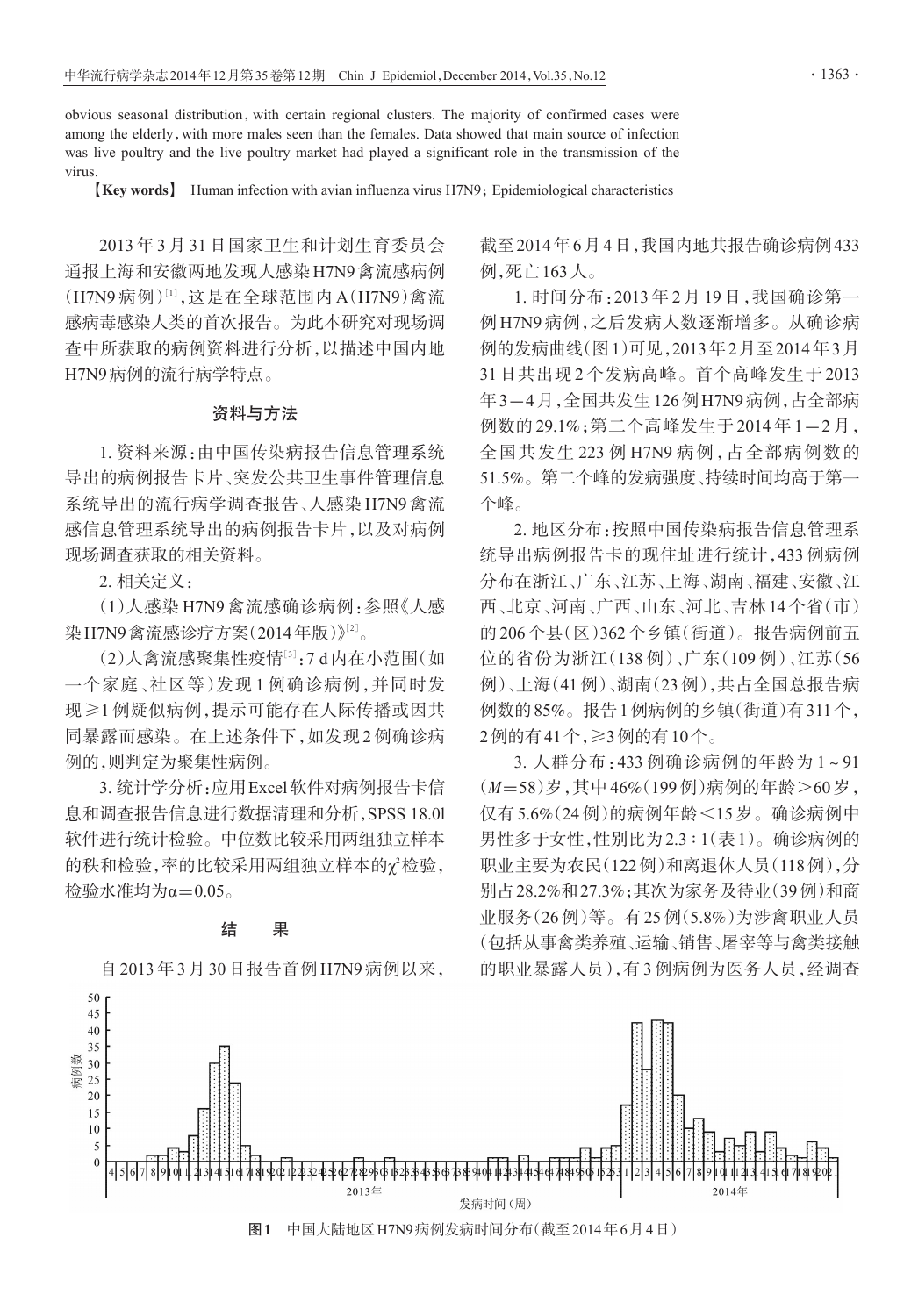obvious seasonal distribution, with certain regional clusters. The majority of confirmed cases were among the elderly, with more males seen than the females. Data showed that main source of infection was live poultry and the live poultry market had played a significant role in the transmission of the virus.

**【Key words】** Human infection with avian influenza virus H7N9; Epidemiological characteristics

2013年3月31日国家卫生和计划生育委员会通报上海和安徽两地发现人感染H7N9禽流感病例（H7N9病例）[1]，这是在全球范围内A（H7N9）禽流感病毒感染人类的首次报告。为此本研究对现场调查中所获取的病例资料进行分析，以描述中国内地H7N9病例的流行病学特点。

## 资料与方法

1. 资料来源：由中国传染病报告信息管理系统导出的病例报告卡片、突发公共卫生事件管理信息系统导出的流行病学调查报告、人感染H7N9禽流感信息管理系统导出的病例报告卡片，以及对病例现场调查获取的相关资料。

2. 相关定义：

（1）人感染H7N9禽流感确诊病例：参照《人感染H7N9禽流感诊疗方案（2014年版）》[2]。

（2）人禽流感聚集性疫情[3]：7 d内在小范围（如一个家庭、社区等）发现1例确诊病例，并同时发现≥1例疑似病例，提示可能存在人际传播或因共同暴露而感染。在上述条件下，如发现2例确诊病例的，则判定为聚集性病例。

3. 统计学分析：应用Excel软件对病例报告卡信息和调查报告信息进行数据清理和分析，SPSS 18.0l软件进行统计检验。中位数比较采用两组独立样本的秩和检验，率的比较采用两组独立样本的$\chi^2$检验，检验水准均为$\alpha=0.05$。

## 结　　果

自2013年3月30日报告首例H7N9病例以来，截至2014年6月4日，我国内地共报告确诊病例433例，死亡163人。

1. 时间分布：2013年2月19日，我国确诊第一例H7N9病例，之后发病人数逐渐增多。从确诊病例的发病曲线（图1）可见，2013年2月至2014年3月31日共出现2个发病高峰。首个高峰发生于2013年3—4月，全国共发生126例H7N9病例，占全部病例数的29.1%；第二个高峰发生于2014年1—2月，全国共发生223例H7N9病例，占全部病例数的51.5%。第二个峰的发病强度、持续时间均高于第一个峰。

2. 地区分布：按照中国传染病报告信息管理系统导出病例报告卡的现住址进行统计，433例病例分布在浙江、广东、江苏、上海、湖南、福建、安徽、江西、北京、河南、广西、山东、河北、吉林14个省（市）的206个县（区）362个乡镇（街道）。报告病例前五位的省份为浙江（138例）、广东（109例）、江苏（56例）、上海（41例）、湖南（23例），共占全国总报告病例数的85%。报告1例病例的乡镇（街道）有311个，2例的有41个，≥3例的有10个。

3. 人群分布：433例确诊病例的年龄为1～91（$M$=58）岁，其中46%（199例）病例的年龄>60岁，仅有5.6%（24例）的病例年龄<15岁。确诊病例中男性多于女性，性别比为2.3∶1（表1）。确诊病例的职业主要为农民（122例）和离退休人员（118例），分别占28.2%和27.3%；其次为家务及待业（39例）和商业服务（26例）等。有25例（5.8%）为涉禽职业人员（包括从事禽类养殖、运输、销售、屠宰等与禽类接触的职业暴露人员），有3例病例为医务人员，经调查

**图1**　中国大陆地区H7N9病例发病时间分布（截至2014年6月4日）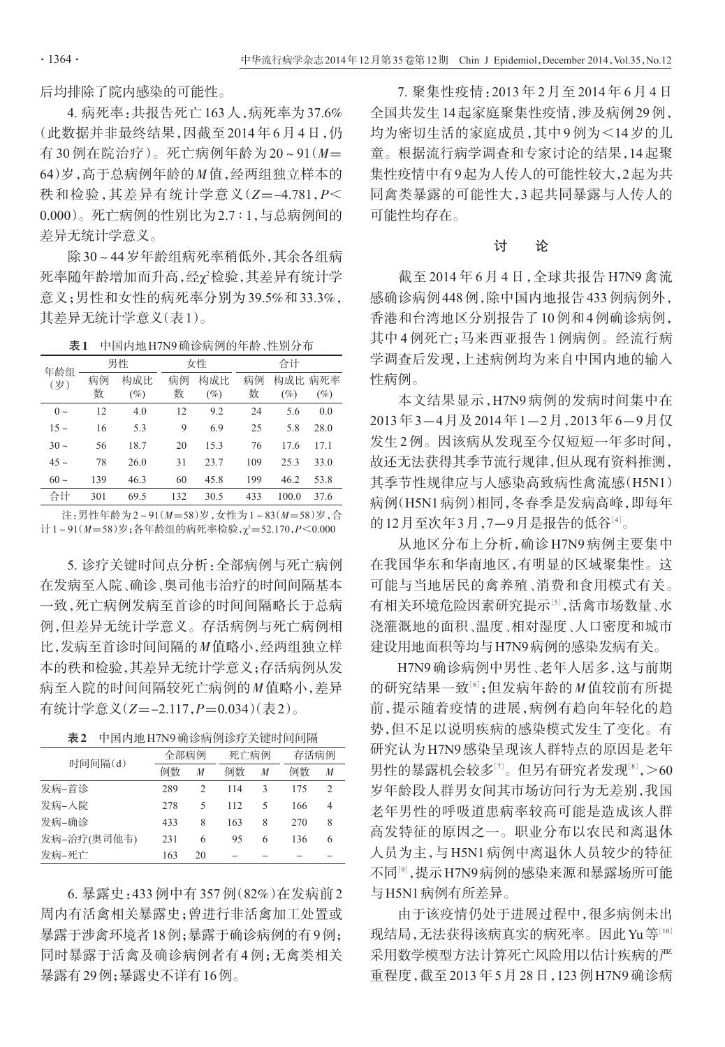后均排除了院内感染的可能性。

4. 病死率：共报告死亡163人，病死率为37.6%（此数据并非最终结果，因截至2014年6月4日，仍有30例在院治疗）。死亡病例年龄为20～91（$M$=64）岁，高于总病例年龄的$M$值，经两组独立样本的秩和检验，其差异有统计学意义（$Z$=−4.781，$P$<0.000）。死亡病例的性别比为2.7∶1，与总病例间的差异无统计学意义。

除30～44岁年龄组病死率稍低外，其余各组病死率随年龄增加而升高，经$\chi^2$检验，其差异有统计学意义；男性和女性的病死率分别为39.5%和33.3%，其差异无统计学意义（表1）。

**表1** 中国内地H7N9确诊病例的年龄、性别分布

| 年龄组（岁） | 男性 | | 女性 | | 合计 | | |
|---|---|---|---|---|---|---|---|
| | 病例数 | 构成比（%） | 病例数 | 构成比（%） | 病例数 | 构成比（%） | 病死率（%） |
| 0～ | 12 | 4.0 | 12 | 9.2 | 24 | 5.6 | 0.0 |
| 15～ | 16 | 5.3 | 9 | 6.9 | 25 | 5.8 | 28.0 |
| 30～ | 56 | 18.7 | 20 | 15.3 | 76 | 17.6 | 17.1 |
| 45～ | 78 | 26.0 | 31 | 23.7 | 109 | 25.3 | 33.0 |
| 60～ | 139 | 46.3 | 60 | 45.8 | 199 | 46.2 | 53.8 |
| 合计 | 301 | 69.5 | 132 | 30.5 | 433 | 100.0 | 37.6 |

注：男性年龄为2～91（$M$=58）岁，女性为1～83（$M$=58）岁，合计1～91（$M$=58）岁；各年龄组的病死率检验，$\chi^2$=52.170，$P$<0.000

5. 诊疗关键时间点分析：全部病例与死亡病例在发病至入院、确诊、奥司他韦治疗的时间间隔基本一致，死亡病例发病至首诊的时间间隔略长于总病例，但差异无统计学意义。存活病例与死亡病例相比，发病至首诊时间间隔的$M$值略小，经两组独立样本的秩和检验，其差异无统计学意义；存活病例从发病至入院的时间间隔较死亡病例的$M$值略小，差异有统计学意义（$Z$=−2.117，$P$=0.034）（表2）。

**表2** 中国内地H7N9确诊病例诊疗关键时间间隔

| 时间间隔(d) | 全部病例 | | 死亡病例 | | 存活病例 | |
|---|---|---|---|---|---|---|
| | 例数 | $M$ | 例数 | $M$ | 例数 | $M$ |
| 发病–首诊 | 289 | 2 | 114 | 3 | 175 | 2 |
| 发病–入院 | 278 | 5 | 112 | 5 | 166 | 4 |
| 发病–确诊 | 433 | 8 | 163 | 8 | 270 | 8 |
| 发病–治疗(奥司他韦) | 231 | 6 | 95 | 6 | 136 | 6 |
| 发病–死亡 | 163 | 20 | – | – | – | – |

6. 暴露史：433例中有357例（82%）在发病前2周内有活禽相关暴露史；曾进行非活禽加工处置或暴露于涉禽环境者18例；暴露于确诊病例的有9例；同时暴露于活禽及确诊病例者有4例；无禽类相关暴露有29例；暴露史不详有16例。

7. 聚集性疫情：2013年2月至2014年6月4日全国共发生14起家庭聚集性疫情，涉及病例29例，均为密切生活的家庭成员，其中9例为<14岁的儿童。根据流行病学调查和专家讨论的结果，14起聚集性疫情中有9起为人传人的可能性较大，2起为共同禽类暴露的可能性大，3起共同暴露与人传人的可能性均存在。

## 讨　论

截至2014年6月4日，全球共报告H7N9禽流感确诊病例448例，除中国内地报告433例病例外，香港和台湾地区分别报告了10例和4例确诊病例，其中4例死亡；马来西亚报告1例病例。经流行病学调查后发现，上述病例均为来自中国内地的输入性病例。

本文结果显示，H7N9病例的发病时间集中在2013年3－4月及2014年1－2月，2013年6－9月仅发生2例。因该病从发现至今仅短短一年多时间，故还无法获得其季节流行规律，但从现有资料推测，其季节性规律应与人感染高致病性禽流感（H5N1）病例（H5N1病例）相同，冬春季是发病高峰，即每年的12月至次年3月，7－9月是报告的低谷[4]。

从地区分布上分析，确诊H7N9病例主要集中在我国华东和华南地区，有明显的区域聚集性。这可能与当地居民的禽养殖、消费和食用模式有关。有相关环境危险因素研究提示[5]，活禽市场数量、水浇灌溉地的面积、温度、相对湿度、人口密度和城市建设用地面积等均与H7N9病例的感染发病有关。

H7N9确诊病例中男性、老年人居多，这与前期的研究结果一致[6]；但发病年龄的$M$值较前有所提前，提示随着疫情的进展，病例有趋向年轻化的趋势，但不足以说明疾病的感染模式发生了变化。有研究认为H7N9感染呈现该人群特点的原因是老年男性的暴露机会较多[7]。但另有研究者发现[8]，>60岁年龄段人群男女间其市场访问行为无差别，我国老年男性的呼吸道患病率较高可能是造成该人群高发特征的原因之一。职业分布以农民和离退休人员为主，与H5N1病例中离退休人员较少的特征不同[9]，提示H7N9病例的感染来源和暴露场所可能与H5N1病例有所差异。

由于该疫情仍处于进展过程中，很多病例未出现结局，无法获得该病真实的病死率。因此Yu等[10]采用数学模型方法计算死亡风险用以估计疾病的严重程度，截至2013年5月28日，123例H7N9确诊病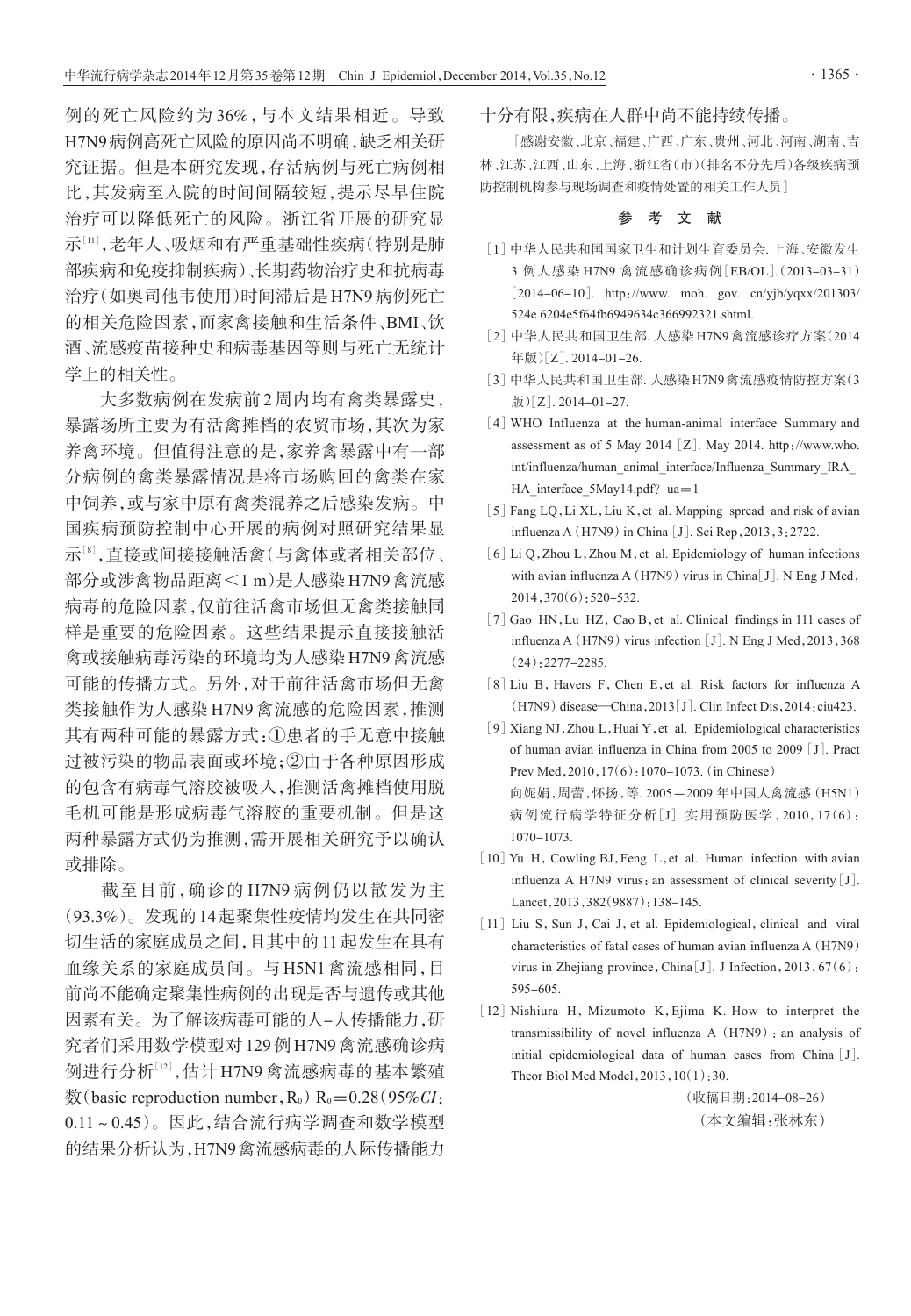例的死亡风险约为36%，与本文结果相近。导致H7N9病例高死亡风险的原因尚不明确，缺乏相关研究证据。但是本研究发现，存活病例与死亡病例相比，其发病至入院的时间间隔较短，提示尽早住院治疗可以降低死亡的风险。浙江省开展的研究显示[11]，老年人、吸烟和有严重基础性疾病（特别是肺部疾病和免疫抑制疾病）、长期药物治疗史和抗病毒治疗（如奥司他韦使用）时间滞后是H7N9病例死亡的相关危险因素，而家禽接触和生活条件、BMI、饮酒、流感疫苗接种史和病毒基因等则与死亡无统计学上的相关性。

大多数病例在发病前2周内均有禽类暴露史，暴露场所主要为有活禽摊档的农贸市场，其次为家养禽环境。但值得注意的是，家养禽暴露中有一部分病例的禽类暴露情况是将市场购回的禽类在家中饲养，或与家中原有禽类混养之后感染发病。中国疾病预防控制中心开展的病例对照研究结果显示[8]，直接或间接接触活禽（与禽体或者相关部位、部分或涉禽物品距离＜1 m）是人感染H7N9禽流感病毒的危险因素，仅前往活禽市场但无禽类接触同样是重要的危险因素。这些结果提示直接接触活禽或接触病毒污染的环境均为人感染H7N9禽流感可能的传播方式。另外，对于前往活禽市场但无禽类接触作为人感染H7N9禽流感的危险因素，推测其有两种可能的暴露方式：①患者的手无意中接触过被污染的物品表面或环境；②由于各种原因形成的包含有病毒气溶胶被吸入，推测活禽摊档使用脱毛机可能是形成病毒气溶胶的重要机制。但是这两种暴露方式仍为推测，需开展相关研究予以确认或排除。

截至目前，确诊的H7N9病例仍以散发为主（93.3%）。发现的14起聚集性疫情均发生在共同密切生活的家庭成员之间，且其中的11起发生在具有血缘关系的家庭成员间。与H5N1禽流感相同，目前尚不能确定聚集性病例的出现是否与遗传或其他因素有关。为了解该病毒可能的人-人传播能力，研究者们采用数学模型对129例H7N9禽流感确诊病例进行分析[12]，估计H7N9禽流感病毒的基本繁殖数（basic reproduction number，$R_0$）$R_0$=0.28（95%*CI*：0.11～0.45）。因此，结合流行病学调查和数学模型的结果分析认为，H7N9禽流感病毒的人际传播能力十分有限，疾病在人群中尚不能持续传播。

［感谢安徽、北京、福建、广西、广东、贵州、河北、河南、湖南、吉林、江苏、江西、山东、上海、浙江省（市）（排名不分先后）各级疾病预防控制机构参与现场调查和疫情处置的相关工作人员］

## 参 考 文 献

[1] 中华人民共和国国家卫生和计划生育委员会. 上海、安徽发生3例人感染H7N9禽流感确诊病例[EB/OL].（2013-03-31）[2014-06-10]. http://www. moh. gov. cn/yjb/yqxx/201303/524e6204e5f64fb6949634c366992321.shtml.

[2] 中华人民共和国卫生部. 人感染H7N9禽流感诊疗方案（2014年版）[Z]. 2014-01-26.

[3] 中华人民共和国卫生部. 人感染H7N9禽流感疫情防控方案（3版）[Z]. 2014-01-27.

[4] WHO Influenza at the human-animal interface Summary and assessment as of 5 May 2014 [Z]. May 2014. http://www.who.int/influenza/human_animal_interface/Influenza_Summary_IRA_HA_interface_5May14.pdf? ua=1

[5] Fang LQ, Li XL, Liu K, et al. Mapping spread and risk of avian influenza A（H7N9）in China [J]. Sci Rep, 2013, 3: 2722.

[6] Li Q, Zhou L, Zhou M, et al. Epidemiology of human infections with avian influenza A（H7N9）virus in China[J]. N Eng J Med, 2014, 370(6): 520-532.

[7] Gao HN, Lu HZ, Cao B, et al. Clinical findings in 111 cases of influenza A（H7N9）virus infection [J]. N Eng J Med, 2013, 368(24): 2277-2285.

[8] Liu B, Havers F, Chen E, et al. Risk factors for influenza A（H7N9）disease—China, 2013[J]. Clin Infect Dis, 2014: ciu423.

[9] Xiang NJ, Zhou L, Huai Y, et al. Epidemiological characteristics of human avian influenza in China from 2005 to 2009 [J]. Pract Prev Med, 2010, 17(6): 1070-1073.（in Chinese）
向妮娟，周蕾，怀扬，等. 2005－2009年中国人禽流感（H5N1）病例流行病学特征分析[J]. 实用预防医学，2010，17(6)：1070-1073.

[10] Yu H, Cowling BJ, Feng L, et al. Human infection with avian influenza A H7N9 virus: an assessment of clinical severity[J]. Lancet, 2013, 382(9887): 138-145.

[11] Liu S, Sun J, Cai J, et al. Epidemiological, clinical and viral characteristics of fatal cases of human avian influenza A（H7N9）virus in Zhejiang province, China[J]. J Infection, 2013, 67(6): 595-605.

[12] Nishiura H, Mizumoto K, Ejima K. How to interpret the transmissibility of novel influenza A（H7N9）: an analysis of initial epidemiological data of human cases from China [J]. Theor Biol Med Model, 2013, 10(1): 30.

（收稿日期：2014-08-26）

（本文编辑：张林东）